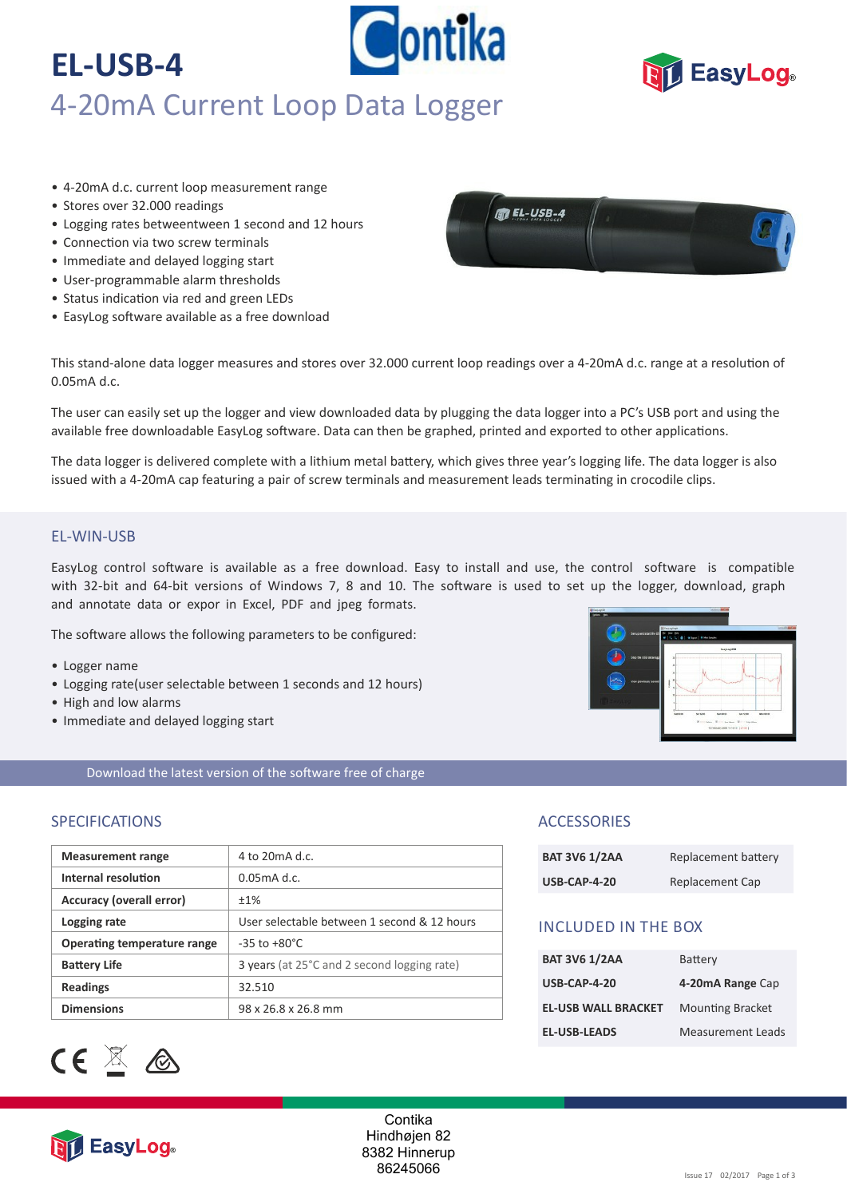# EL-USB-4

## 4-20mA Current Loop Data Logger

- 4-20mA d.c. current loop measurement range
- Stores over 32.000 readings
- Logging rates betweentween 1 second and 12 hours
- Connection via two screw terminals
- Immediate and delayed logging start
- User-programmable alarm thresholds
- Status indication via red and green LEDs
- EasyLog software available as a free download

This stand-alone data logger measures and stores over 32.000 current loop readings over a 4-20mA d.c. range at a resolution of 0.05mA d.c.

The user can easily set up the logger and view downloaded data by plugging the data logger into a PC's USB port and using the available free downloadable EasyLog software. Data can then be graphed, printed and exported to other applications.

The data logger is delivered complete with a lithium metal battery, which gives three year's logging life. The data logger is also issued with a 4-20mA cap featuring a pair of screw terminals and measurement leads terminating in crocodile clips.

## EL-WIN-USB

EasyLog control software is available as a free download. Easy to install and use, the control software is compatible with 32-bit and 64-bit versions of Windows 7, 8 and 10. The software is used to set up the logger, download, graph and annotate data or expor in Excel, PDF and jpeg formats.

The software allows the following parameters to be configured:

- Logger name
- Logging rate(user selectable between 1 seconds and 12 hours)
- High and low alarms
- Immediate and delayed logging start

Download the latest version of the software free of charge

## SPECIFICATIONS

| | |
|---|---|
| **Measurement range** | 4 to 20mA d.c. |
| **Internal resolution** | 0.05mA d.c. |
| **Accuracy (overall error)** | ±1% |
| **Logging rate** | User selectable between 1 second & 12 hours |
| **Operating temperature range** | -35 to +80°C |
| **Battery Life** | 3 years (at 25°C and 2 second logging rate) |
| **Readings** | 32.510 |
| **Dimensions** | 98 x 26.8 x 26.8 mm |

## ACCESSORIES

| | |
|---|---|
| **BAT 3V6 1/2AA** | Replacement battery |
| **USB-CAP-4-20** | Replacement Cap |

## INCLUDED IN THE BOX

| | |
|---|---|
| **BAT 3V6 1/2AA** | Battery |
| **USB-CAP-4-20** | **4-20mA Range** Cap |
| **EL-USB WALL BRACKET** | Mounting Bracket |
| **EL-USB-LEADS** | Measurement Leads |

Contika
Hindhøjen 82
8382 Hinnerup
86245066

Issue 17 02/2017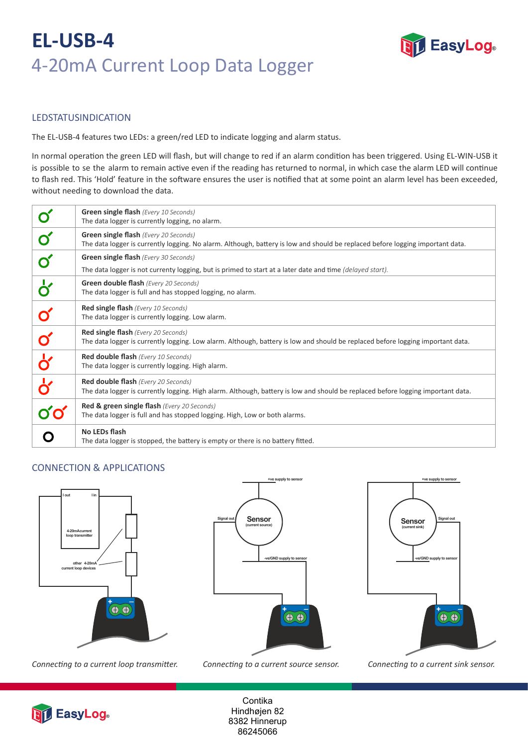# EL-USB-4

## 4-20mA Current Loop Data Logger

### LEDSTATUSINDICATION

The EL-USB-4 features two LEDs: a green/red LED to indicate logging and alarm status.

In normal operation the green LED will flash, but will change to red if an alarm condition has been triggered. Using EL-WIN-USB it is possible to se the alarm to remain active even if the reading has returned to normal, in which case the alarm LED will continue to flash red. This 'Hold' feature in the software ensures the user is notified that at some point an alarm level has been exceeded, without needing to download the data.

| | |
|---|---|
| | **Green single flash** *(Every 10 Seconds)*<br>The data logger is currently logging, no alarm. |
| | **Green single flash** *(Every 20 Seconds)*<br>The data logger is currently logging. No alarm. Although, battery is low and should be replaced before logging important data. |
| | **Green single flash** *(Every 30 Seconds)*<br>The data logger is not currenty logging, but is primed to start at a later date and time *(delayed start)*. |
| | **Green double flash** *(Every 20 Seconds)*<br>The data logger is full and has stopped logging, no alarm. |
| | **Red single flash** *(Every 10 Seconds)*<br>The data logger is currently logging. Low alarm. |
| | **Red single flash** *(Every 20 Seconds)*<br>The data logger is currently logging. Low alarm. Although, battery is low and should be replaced before logging important data. |
| | **Red double flash** *(Every 10 Seconds)*<br>The data logger is currently logging. High alarm. |
| | **Red double flash** *(Every 20 Seconds)*<br>The data logger is currently logging. High alarm. Although, battery is low and should be replaced before logging important data. |
| | **Red & green single flash** *(Every 20 Seconds)*<br>The data logger is full and has stopped logging. High, Low or both alarms. |
| | **No LEDs flash**<br>The data logger is stopped, the battery is empty or there is no battery fitted. |

### CONNECTION & APPLICATIONS

*Connecting to a current loop transmitter.*

*Connecting to a current source sensor.*

*Connecting to a current sink sensor.*

Contika
Hindhøjen 82
8382 Hinnerup
86245066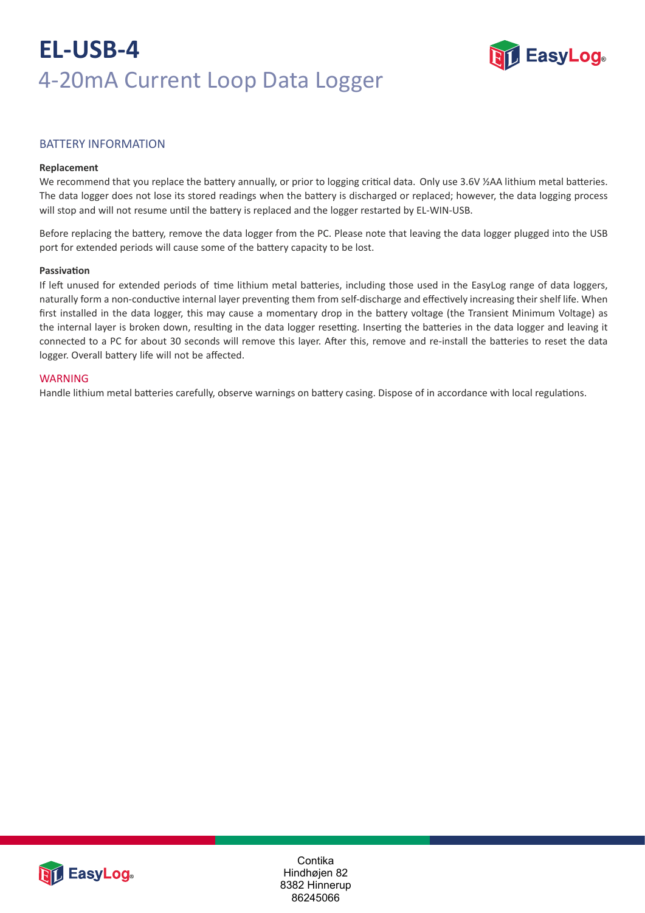# EL-USB-4

## 4-20mA Current Loop Data Logger

## BATTERY INFORMATION

**Replacement**

We recommend that you replace the battery annually, or prior to logging critical data. Only use 3.6V ½AA lithium metal batteries. The data logger does not lose its stored readings when the battery is discharged or replaced; however, the data logging process will stop and will not resume until the battery is replaced and the logger restarted by EL-WIN-USB.

Before replacing the battery, remove the data logger from the PC. Please note that leaving the data logger plugged into the USB port for extended periods will cause some of the battery capacity to be lost.

**Passivation**

If left unused for extended periods of time lithium metal batteries, including those used in the EasyLog range of data loggers, naturally form a non-conductive internal layer preventing them from self-discharge and effectively increasing their shelf life. When first installed in the data logger, this may cause a momentary drop in the battery voltage (the Transient Minimum Voltage) as the internal layer is broken down, resulting in the data logger resetting. Inserting the batteries in the data logger and leaving it connected to a PC for about 30 seconds will remove this layer. After this, remove and re-install the batteries to reset the data logger. Overall battery life will not be affected.

### WARNING

Handle lithium metal batteries carefully, observe warnings on battery casing. Dispose of in accordance with local regulations.

Contika
Hindhøjen 82
8382 Hinnerup
86245066